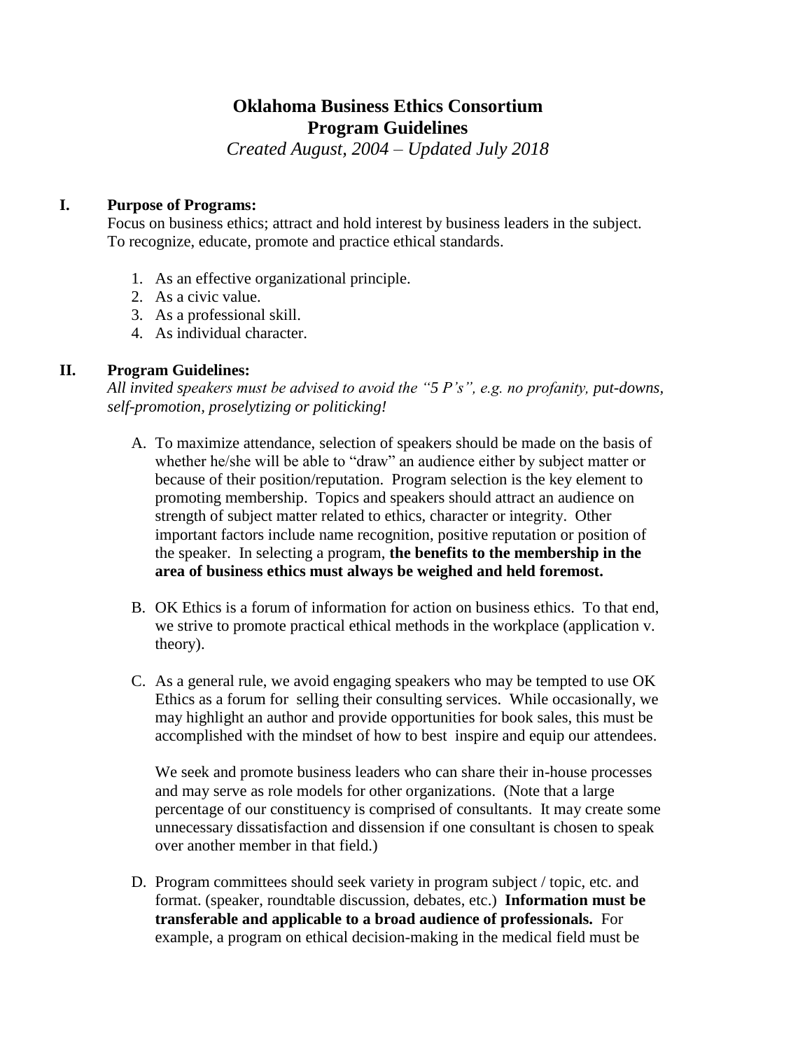# Oklahoma Business Ethics Consortium
# Program Guidelines

*Created August, 2004 – Updated July 2018*

## I. Purpose of Programs:

Focus on business ethics; attract and hold interest by business leaders in the subject. To recognize, educate, promote and practice ethical standards.

1. As an effective organizational principle.
2. As a civic value.
3. As a professional skill.
4. As individual character.

## II. Program Guidelines:

*All invited speakers must be advised to avoid the "5 P's", e.g. no profanity, put-downs, self-promotion, proselytizing or politicking!*

A. To maximize attendance, selection of speakers should be made on the basis of whether he/she will be able to "draw" an audience either by subject matter or because of their position/reputation. Program selection is the key element to promoting membership. Topics and speakers should attract an audience on strength of subject matter related to ethics, character or integrity. Other important factors include name recognition, positive reputation or position of the speaker. In selecting a program, **the benefits to the membership in the area of business ethics must always be weighed and held foremost.**

B. OK Ethics is a forum of information for action on business ethics. To that end, we strive to promote practical ethical methods in the workplace (application v. theory).

C. As a general rule, we avoid engaging speakers who may be tempted to use OK Ethics as a forum for selling their consulting services. While occasionally, we may highlight an author and provide opportunities for book sales, this must be accomplished with the mindset of how to best inspire and equip our attendees.

   We seek and promote business leaders who can share their in-house processes and may serve as role models for other organizations. (Note that a large percentage of our constituency is comprised of consultants. It may create some unnecessary dissatisfaction and dissension if one consultant is chosen to speak over another member in that field.)

D. Program committees should seek variety in program subject / topic, etc. and format. (speaker, roundtable discussion, debates, etc.) **Information must be transferable and applicable to a broad audience of professionals.** For example, a program on ethical decision-making in the medical field must be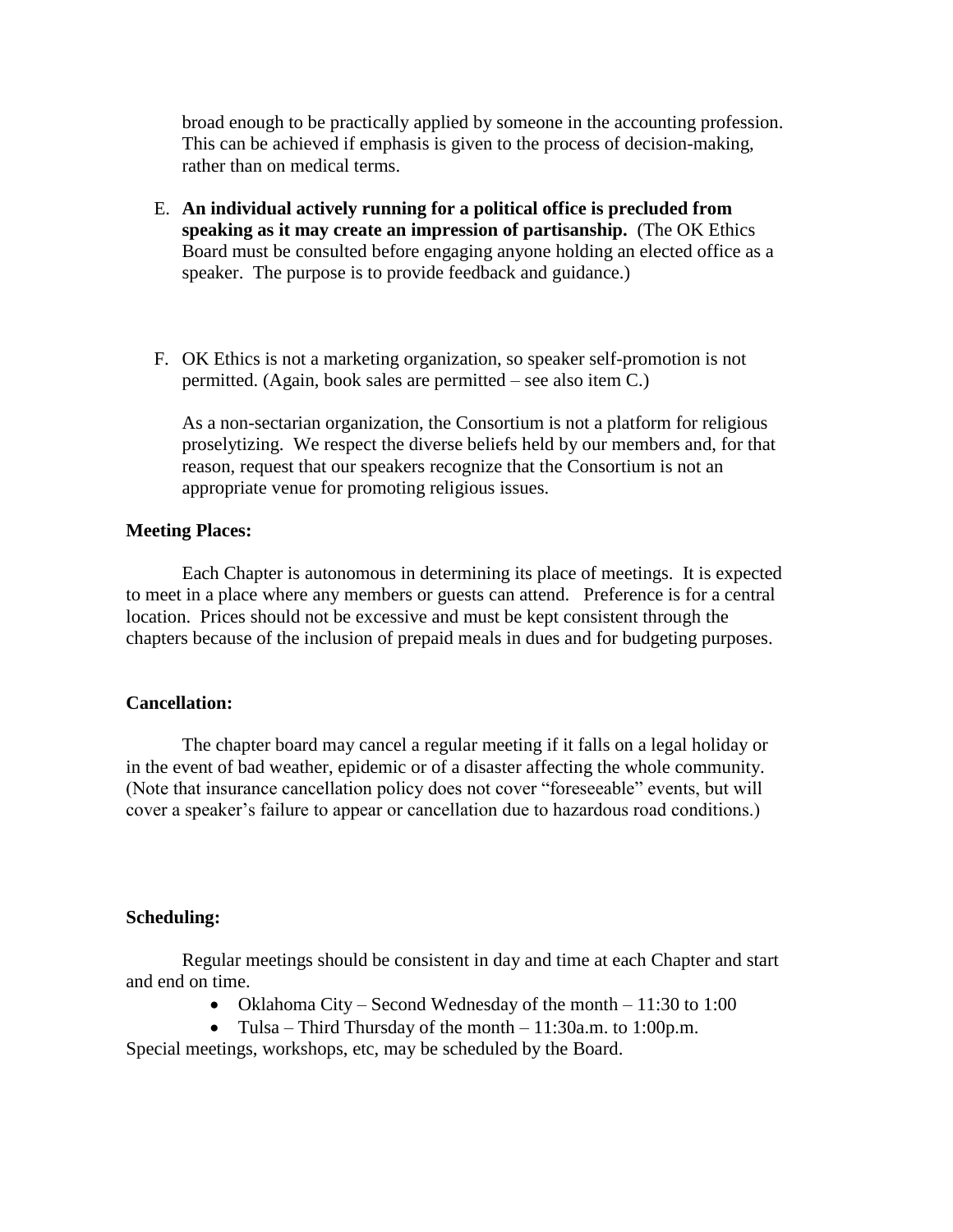broad enough to be practically applied by someone in the accounting profession. This can be achieved if emphasis is given to the process of decision-making, rather than on medical terms.

E. **An individual actively running for a political office is precluded from speaking as it may create an impression of partisanship.** (The OK Ethics Board must be consulted before engaging anyone holding an elected office as a speaker. The purpose is to provide feedback and guidance.)

F. OK Ethics is not a marketing organization, so speaker self-promotion is not permitted. (Again, book sales are permitted – see also item C.)

   As a non-sectarian organization, the Consortium is not a platform for religious proselytizing. We respect the diverse beliefs held by our members and, for that reason, request that our speakers recognize that the Consortium is not an appropriate venue for promoting religious issues.

**Meeting Places:**

Each Chapter is autonomous in determining its place of meetings. It is expected to meet in a place where any members or guests can attend. Preference is for a central location. Prices should not be excessive and must be kept consistent through the chapters because of the inclusion of prepaid meals in dues and for budgeting purposes.

**Cancellation:**

The chapter board may cancel a regular meeting if it falls on a legal holiday or in the event of bad weather, epidemic or of a disaster affecting the whole community. (Note that insurance cancellation policy does not cover "foreseeable" events, but will cover a speaker's failure to appear or cancellation due to hazardous road conditions.)

**Scheduling:**

Regular meetings should be consistent in day and time at each Chapter and start and end on time.

- Oklahoma City – Second Wednesday of the month – 11:30 to 1:00
- Tulsa – Third Thursday of the month – 11:30a.m. to 1:00p.m.

Special meetings, workshops, etc, may be scheduled by the Board.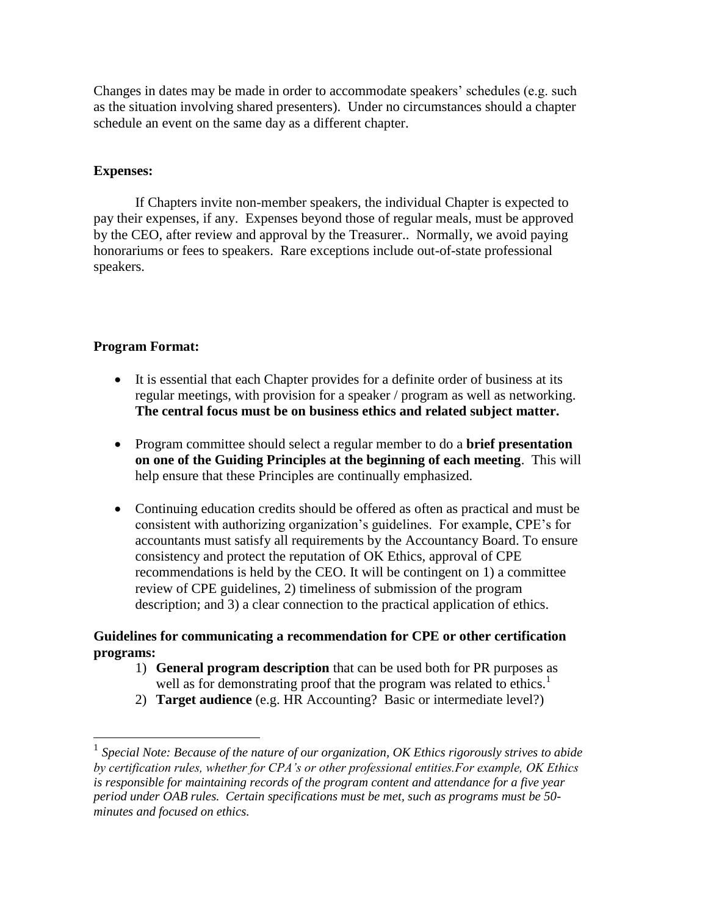Changes in dates may be made in order to accommodate speakers' schedules (e.g. such as the situation involving shared presenters). Under no circumstances should a chapter schedule an event on the same day as a different chapter.

**Expenses:**

If Chapters invite non-member speakers, the individual Chapter is expected to pay their expenses, if any. Expenses beyond those of regular meals, must be approved by the CEO, after review and approval by the Treasurer.. Normally, we avoid paying honorariums or fees to speakers. Rare exceptions include out-of-state professional speakers.

**Program Format:**

- It is essential that each Chapter provides for a definite order of business at its regular meetings, with provision for a speaker / program as well as networking. **The central focus must be on business ethics and related subject matter.**
- Program committee should select a regular member to do a **brief presentation on one of the Guiding Principles at the beginning of each meeting**. This will help ensure that these Principles are continually emphasized.
- Continuing education credits should be offered as often as practical and must be consistent with authorizing organization's guidelines. For example, CPE's for accountants must satisfy all requirements by the Accountancy Board. To ensure consistency and protect the reputation of OK Ethics, approval of CPE recommendations is held by the CEO. It will be contingent on 1) a committee review of CPE guidelines, 2) timeliness of submission of the program description; and 3) a clear connection to the practical application of ethics.

**Guidelines for communicating a recommendation for CPE or other certification programs:**

1) **General program description** that can be used both for PR purposes as well as for demonstrating proof that the program was related to ethics.[1]
2) **Target audience** (e.g. HR Accounting? Basic or intermediate level?)

---

[1] *Special Note: Because of the nature of our organization, OK Ethics rigorously strives to abide by certification rules, whether for CPA's or other professional entities.For example, OK Ethics is responsible for maintaining records of the program content and attendance for a five year period under OAB rules. Certain specifications must be met, such as programs must be 50-minutes and focused on ethics.*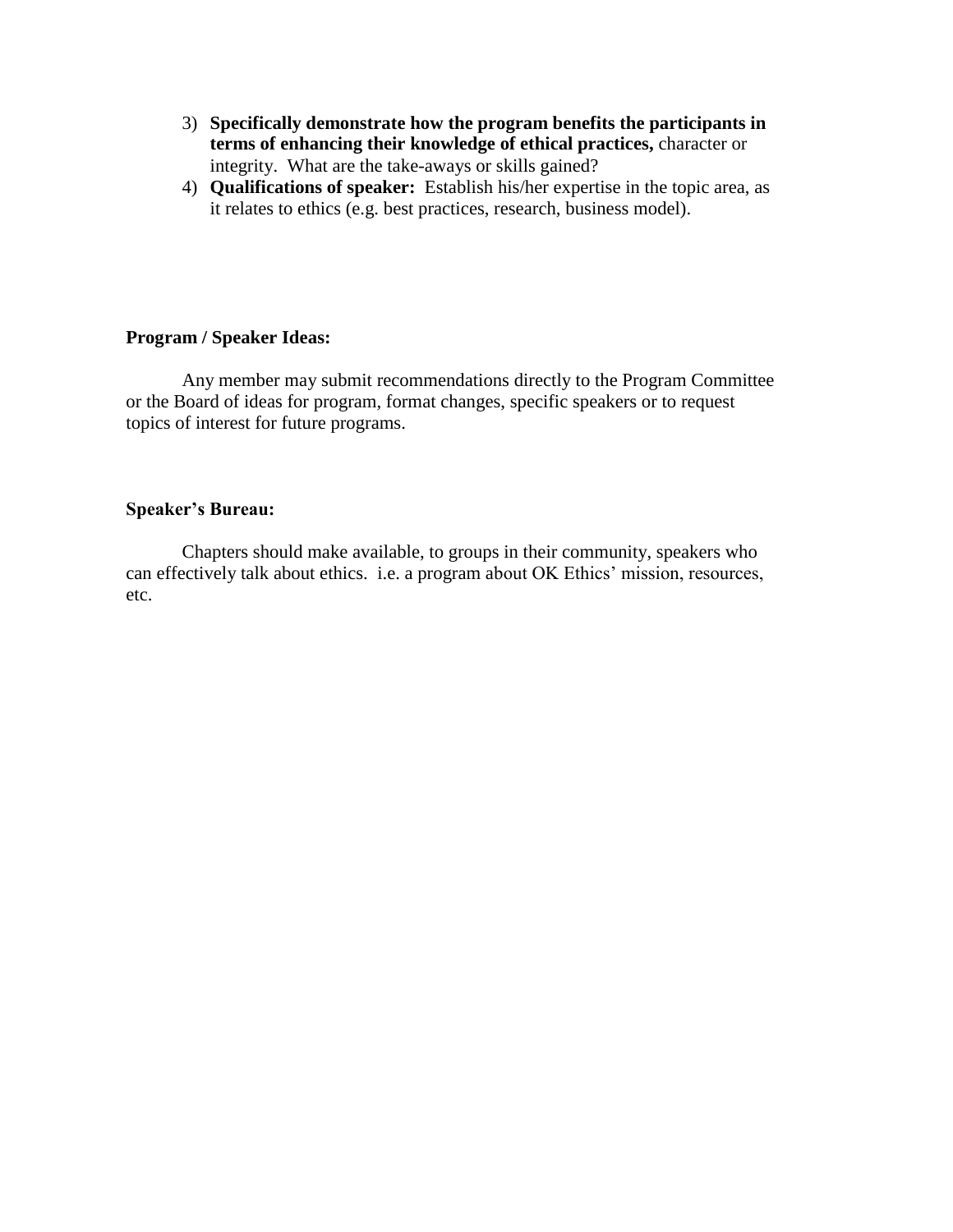3) **Specifically demonstrate how the program benefits the participants in terms of enhancing their knowledge of ethical practices,** character or integrity. What are the take-aways or skills gained?
4) **Qualifications of speaker:** Establish his/her expertise in the topic area, as it relates to ethics (e.g. best practices, research, business model).

**Program / Speaker Ideas:**

Any member may submit recommendations directly to the Program Committee or the Board of ideas for program, format changes, specific speakers or to request topics of interest for future programs.

**Speaker's Bureau:**

Chapters should make available, to groups in their community, speakers who can effectively talk about ethics. i.e. a program about OK Ethics' mission, resources, etc.